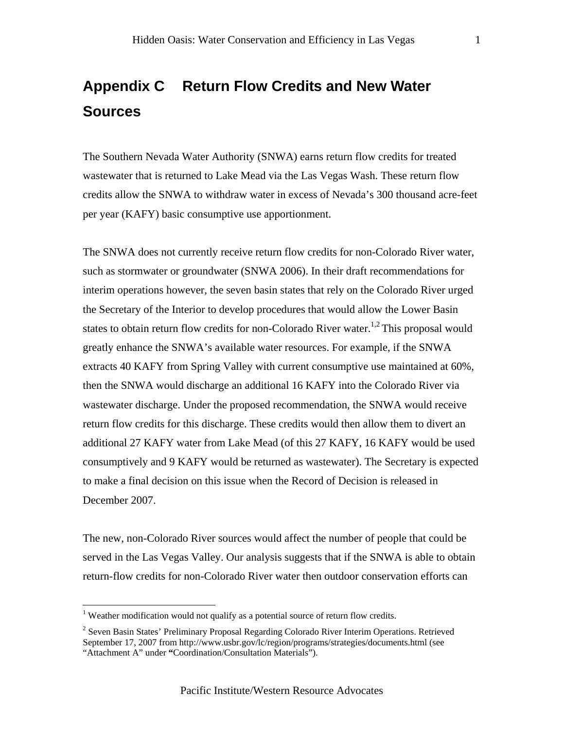# Appendix C Return Flow Credits and New Water Sources

The Southern Nevada Water Authority (SNWA) earns return flow credits for treated wastewater that is returned to Lake Mead via the Las Vegas Wash. These return flow credits allow the SNWA to withdraw water in excess of Nevada's 300 thousand acre-feet per year (KAFY) basic consumptive use apportionment.

The SNWA does not currently receive return flow credits for non-Colorado River water, such as stormwater or groundwater (SNWA 2006). In their draft recommendations for interim operations however, the seven basin states that rely on the Colorado River urged the Secretary of the Interior to develop procedures that would allow the Lower Basin states to obtain return flow credits for non-Colorado River water.[1,2] This proposal would greatly enhance the SNWA's available water resources. For example, if the SNWA extracts 40 KAFY from Spring Valley with current consumptive use maintained at 60%, then the SNWA would discharge an additional 16 KAFY into the Colorado River via wastewater discharge. Under the proposed recommendation, the SNWA would receive return flow credits for this discharge. These credits would then allow them to divert an additional 27 KAFY water from Lake Mead (of this 27 KAFY, 16 KAFY would be used consumptively and 9 KAFY would be returned as wastewater). The Secretary is expected to make a final decision on this issue when the Record of Decision is released in December 2007.

The new, non-Colorado River sources would affect the number of people that could be served in the Las Vegas Valley. Our analysis suggests that if the SNWA is able to obtain return-flow credits for non-Colorado River water then outdoor conservation efforts can

---

[1] Weather modification would not qualify as a potential source of return flow credits.

[2] Seven Basin States' Preliminary Proposal Regarding Colorado River Interim Operations. Retrieved September 17, 2007 from http://www.usbr.gov/lc/region/programs/strategies/documents.html (see "Attachment A" under **"**Coordination/Consultation Materials").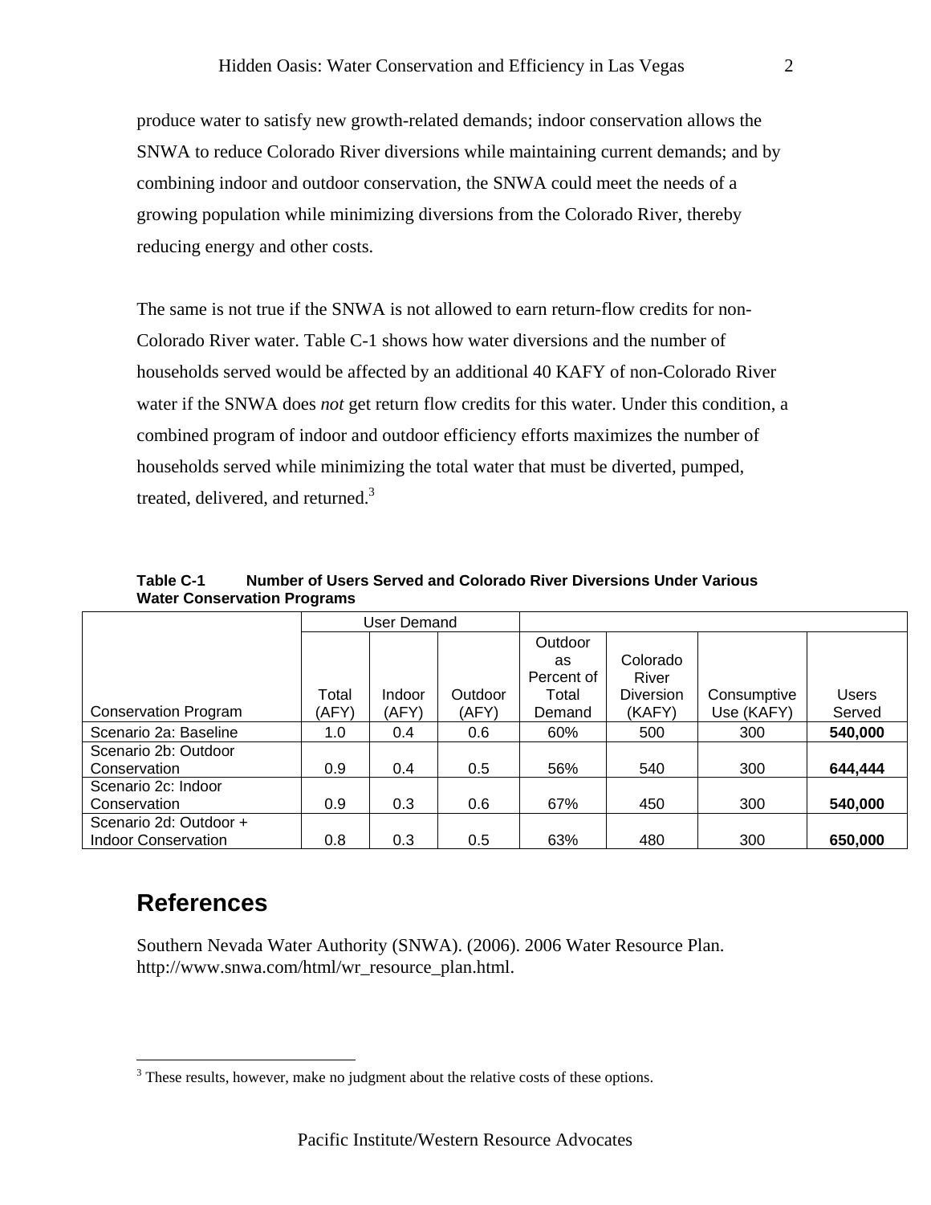produce water to satisfy new growth-related demands; indoor conservation allows the SNWA to reduce Colorado River diversions while maintaining current demands; and by combining indoor and outdoor conservation, the SNWA could meet the needs of a growing population while minimizing diversions from the Colorado River, thereby reducing energy and other costs.

The same is not true if the SNWA is not allowed to earn return-flow credits for non-Colorado River water. Table C-1 shows how water diversions and the number of households served would be affected by an additional 40 KAFY of non-Colorado River water if the SNWA does *not* get return flow credits for this water. Under this condition, a combined program of indoor and outdoor efficiency efforts maximizes the number of households served while minimizing the total water that must be diverted, pumped, treated, delivered, and returned.[3]

**Table C-1 Number of Users Served and Colorado River Diversions Under Various Water Conservation Programs**

| | User Demand | | | | | | |
|---|---|---|---|---|---|---|---|
| Conservation Program | Total (AFY) | Indoor (AFY) | Outdoor (AFY) | Outdoor as Percent of Total Demand | Colorado River Diversion (KAFY) | Consumptive Use (KAFY) | Users Served |
| Scenario 2a: Baseline | 1.0 | 0.4 | 0.6 | 60% | 500 | 300 | **540,000** |
| Scenario 2b: Outdoor Conservation | 0.9 | 0.4 | 0.5 | 56% | 540 | 300 | **644,444** |
| Scenario 2c: Indoor Conservation | 0.9 | 0.3 | 0.6 | 67% | 450 | 300 | **540,000** |
| Scenario 2d: Outdoor + Indoor Conservation | 0.8 | 0.3 | 0.5 | 63% | 480 | 300 | **650,000** |

## References

Southern Nevada Water Authority (SNWA). (2006). 2006 Water Resource Plan. http://www.snwa.com/html/wr_resource_plan.html.

[3] These results, however, make no judgment about the relative costs of these options.